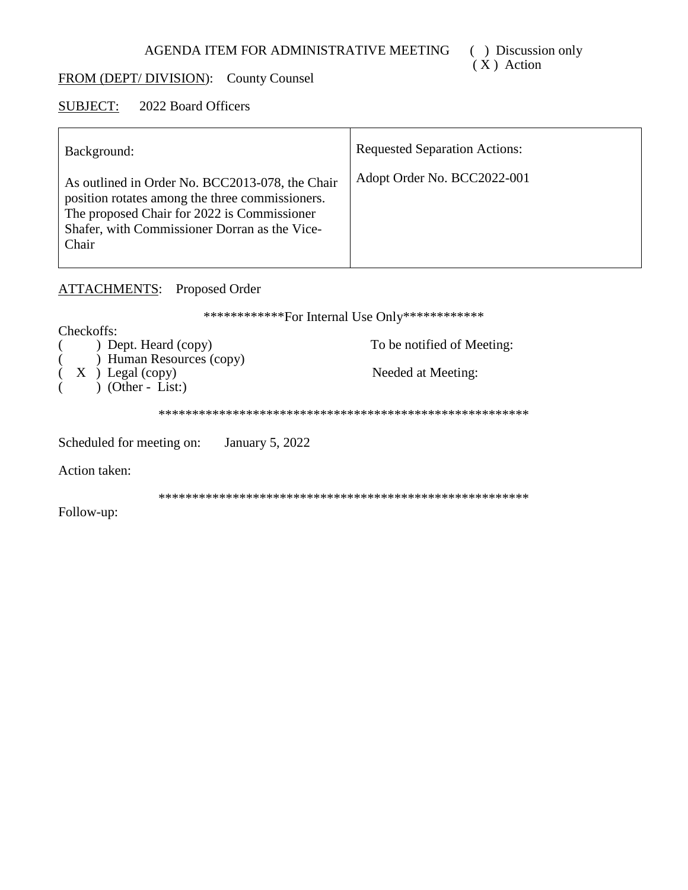AGENDA ITEM FOR ADMINISTRATIVE MEETING ( ) Discussion only
( X ) Action

FROM (DEPT/ DIVISION): County Counsel

SUBJECT: 2022 Board Officers

| Background: | Requested Separation Actions: |
|---|---|
| As outlined in Order No. BCC2013-078, the Chair position rotates among the three commissioners. The proposed Chair for 2022 is Commissioner Shafer, with Commissioner Dorran as the Vice-Chair | Adopt Order No. BCC2022-001 |

ATTACHMENTS: Proposed Order

\*\*\*\*\*\*\*\*\*\*\*\*For Internal Use Only\*\*\*\*\*\*\*\*\*\*\*\*

Checkoffs:

( ) Dept. Heard (copy)
( ) Human Resources (copy)
( X ) Legal (copy)
( ) (Other - List:)

To be notified of Meeting:

Needed at Meeting:

\*\*\*\*\*\*\*\*\*\*\*\*\*\*\*\*\*\*\*\*\*\*\*\*\*\*\*\*\*\*\*\*\*\*\*\*\*\*\*\*\*\*\*\*\*\*\*\*\*\*\*\*\*\*\*\*

Scheduled for meeting on: January 5, 2022

Action taken:

\*\*\*\*\*\*\*\*\*\*\*\*\*\*\*\*\*\*\*\*\*\*\*\*\*\*\*\*\*\*\*\*\*\*\*\*\*\*\*\*\*\*\*\*\*\*\*\*\*\*\*\*\*\*\*\*

Follow-up: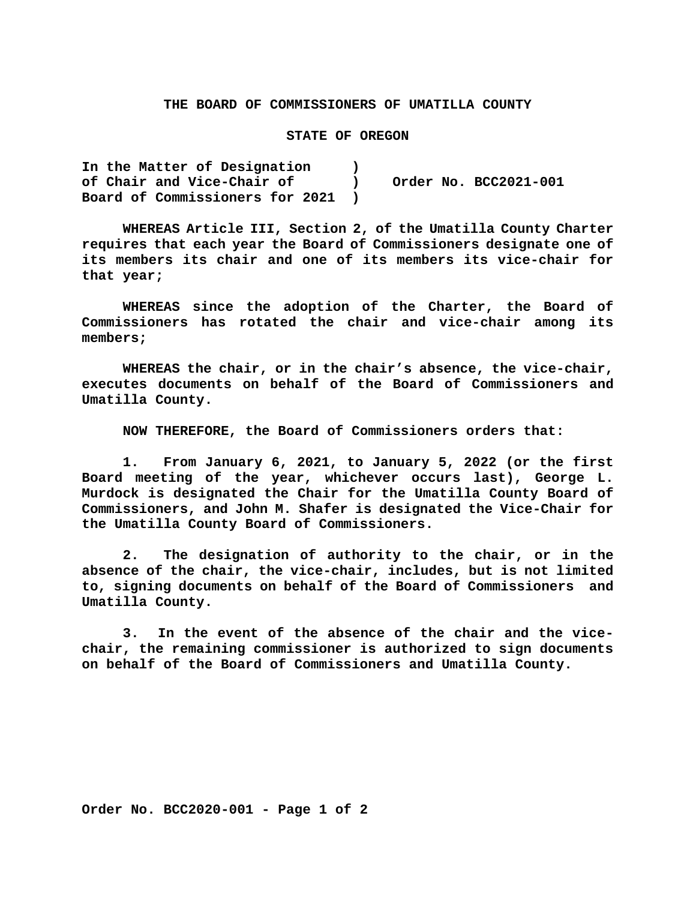**THE BOARD OF COMMISSIONERS OF UMATILLA COUNTY**

**STATE OF OREGON**

**In the Matter of Designation )**
**of Chair and Vice-Chair of ) Order No. BCC2021-001**
**Board of Commissioners for 2021 )**

**WHEREAS Article III, Section 2, of the Umatilla County Charter requires that each year the Board of Commissioners designate one of its members its chair and one of its members its vice-chair for that year;**

**WHEREAS since the adoption of the Charter, the Board of Commissioners has rotated the chair and vice-chair among its members;**

**WHEREAS the chair, or in the chair's absence, the vice-chair, executes documents on behalf of the Board of Commissioners and Umatilla County.**

**NOW THEREFORE, the Board of Commissioners orders that:**

**1. From January 6, 2021, to January 5, 2022 (or the first Board meeting of the year, whichever occurs last), George L. Murdock is designated the Chair for the Umatilla County Board of Commissioners, and John M. Shafer is designated the Vice-Chair for the Umatilla County Board of Commissioners.**

**2. The designation of authority to the chair, or in the absence of the chair, the vice-chair, includes, but is not limited to, signing documents on behalf of the Board of Commissioners and Umatilla County.**

**3. In the event of the absence of the chair and the vice-chair, the remaining commissioner is authorized to sign documents on behalf of the Board of Commissioners and Umatilla County.**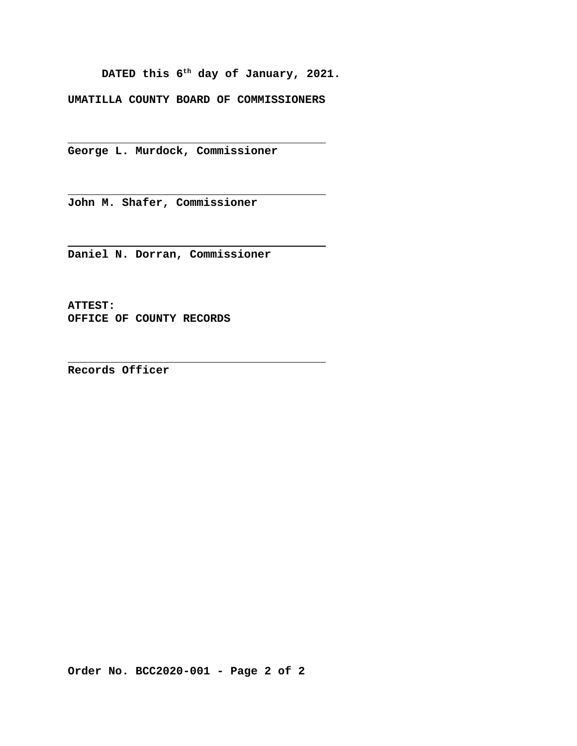**DATED this 6th day of January, 2021.**

**UMATILLA COUNTY BOARD OF COMMISSIONERS**

\_\_\_\_\_\_\_\_\_\_\_\_\_\_\_\_\_\_\_\_\_\_\_\_\_\_\_\_\_\_\_\_\_\_\_\_\_\_

**George L. Murdock, Commissioner**

\_\_\_\_\_\_\_\_\_\_\_\_\_\_\_\_\_\_\_\_\_\_\_\_\_\_\_\_\_\_\_\_\_\_\_\_\_\_

**John M. Shafer, Commissioner**

\_\_\_\_\_\_\_\_\_\_\_\_\_\_\_\_\_\_\_\_\_\_\_\_\_\_\_\_\_\_\_\_\_\_\_\_\_\_

**Daniel N. Dorran, Commissioner**

**ATTEST:**
**OFFICE OF COUNTY RECORDS**

\_\_\_\_\_\_\_\_\_\_\_\_\_\_\_\_\_\_\_\_\_\_\_\_\_\_\_\_\_\_\_\_\_\_\_\_\_\_

**Records Officer**

**Order No. BCC2020-001 - Page 2 of 2**